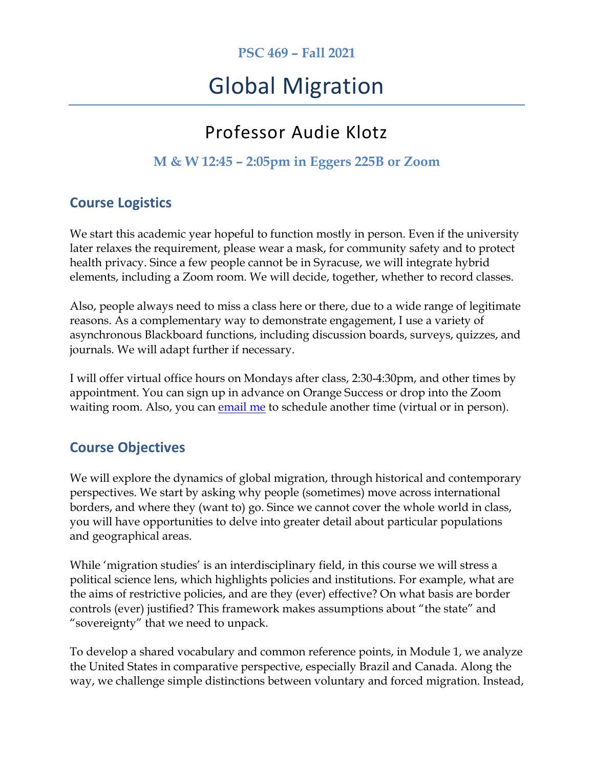**PSC 469 – Fall 2021**

# Global Migration

## Professor Audie Klotz

**M & W 12:45 – 2:05pm in Eggers 225B or Zoom**

## Course Logistics

We start this academic year hopeful to function mostly in person. Even if the university later relaxes the requirement, please wear a mask, for community safety and to protect health privacy. Since a few people cannot be in Syracuse, we will integrate hybrid elements, including a Zoom room. We will decide, together, whether to record classes.

Also, people always need to miss a class here or there, due to a wide range of legitimate reasons. As a complementary way to demonstrate engagement, I use a variety of asynchronous Blackboard functions, including discussion boards, surveys, quizzes, and journals. We will adapt further if necessary.

I will offer virtual office hours on Mondays after class, 2:30-4:30pm, and other times by appointment. You can sign up in advance on Orange Success or drop into the Zoom waiting room. Also, you can email me to schedule another time (virtual or in person).

## Course Objectives

We will explore the dynamics of global migration, through historical and contemporary perspectives. We start by asking why people (sometimes) move across international borders, and where they (want to) go. Since we cannot cover the whole world in class, you will have opportunities to delve into greater detail about particular populations and geographical areas.

While 'migration studies' is an interdisciplinary field, in this course we will stress a political science lens, which highlights policies and institutions. For example, what are the aims of restrictive policies, and are they (ever) effective? On what basis are border controls (ever) justified? This framework makes assumptions about "the state" and "sovereignty" that we need to unpack.

To develop a shared vocabulary and common reference points, in Module 1, we analyze the United States in comparative perspective, especially Brazil and Canada. Along the way, we challenge simple distinctions between voluntary and forced migration. Instead,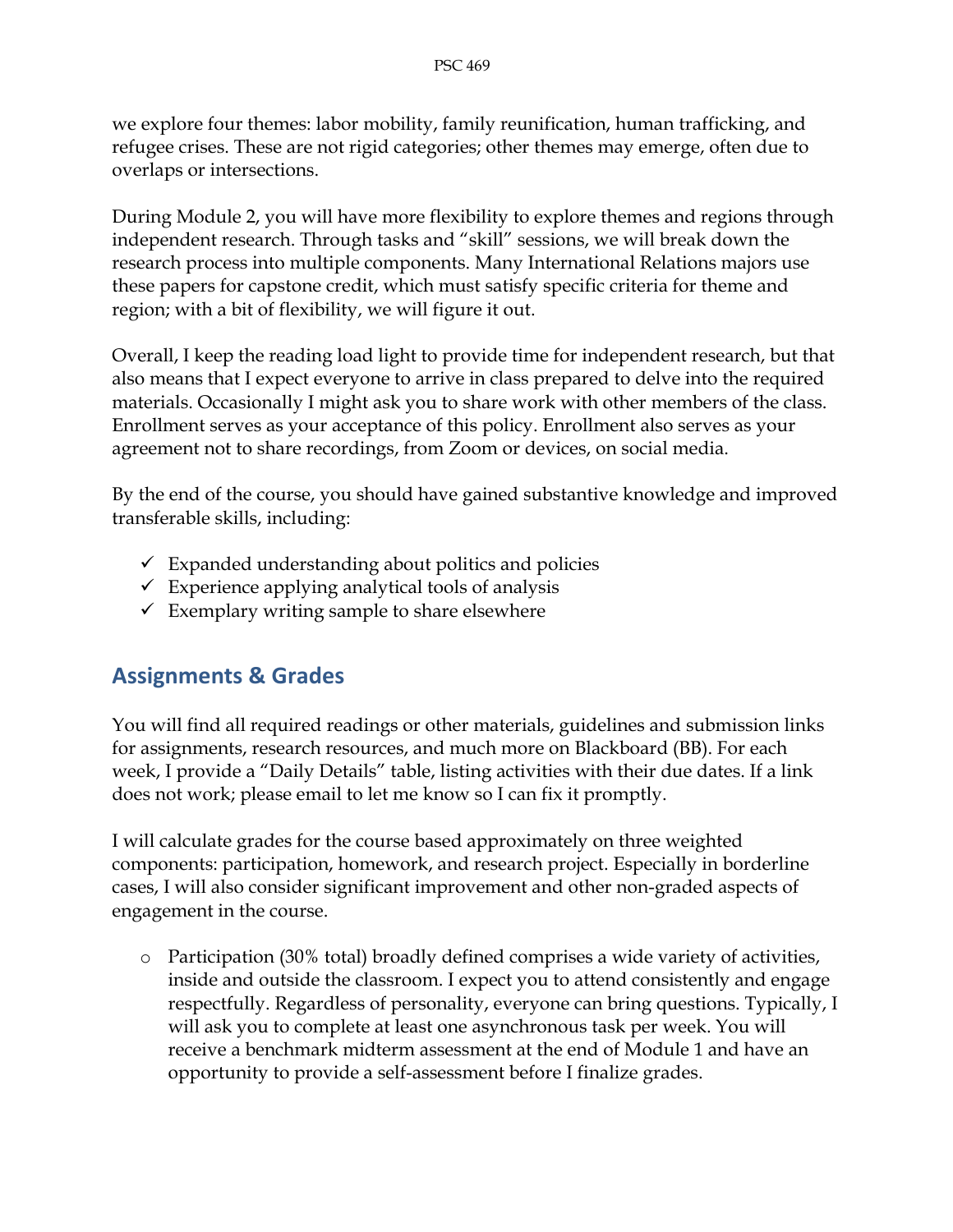we explore four themes: labor mobility, family reunification, human trafficking, and refugee crises. These are not rigid categories; other themes may emerge, often due to overlaps or intersections.

During Module 2, you will have more flexibility to explore themes and regions through independent research. Through tasks and "skill" sessions, we will break down the research process into multiple components. Many International Relations majors use these papers for capstone credit, which must satisfy specific criteria for theme and region; with a bit of flexibility, we will figure it out.

Overall, I keep the reading load light to provide time for independent research, but that also means that I expect everyone to arrive in class prepared to delve into the required materials. Occasionally I might ask you to share work with other members of the class. Enrollment serves as your acceptance of this policy. Enrollment also serves as your agreement not to share recordings, from Zoom or devices, on social media.

By the end of the course, you should have gained substantive knowledge and improved transferable skills, including:

- ✓ Expanded understanding about politics and policies
- ✓ Experience applying analytical tools of analysis
- ✓ Exemplary writing sample to share elsewhere

## Assignments & Grades

You will find all required readings or other materials, guidelines and submission links for assignments, research resources, and much more on Blackboard (BB). For each week, I provide a "Daily Details" table, listing activities with their due dates. If a link does not work; please email to let me know so I can fix it promptly.

I will calculate grades for the course based approximately on three weighted components: participation, homework, and research project. Especially in borderline cases, I will also consider significant improvement and other non-graded aspects of engagement in the course.

- Participation (30% total) broadly defined comprises a wide variety of activities, inside and outside the classroom. I expect you to attend consistently and engage respectfully. Regardless of personality, everyone can bring questions. Typically, I will ask you to complete at least one asynchronous task per week. You will receive a benchmark midterm assessment at the end of Module 1 and have an opportunity to provide a self-assessment before I finalize grades.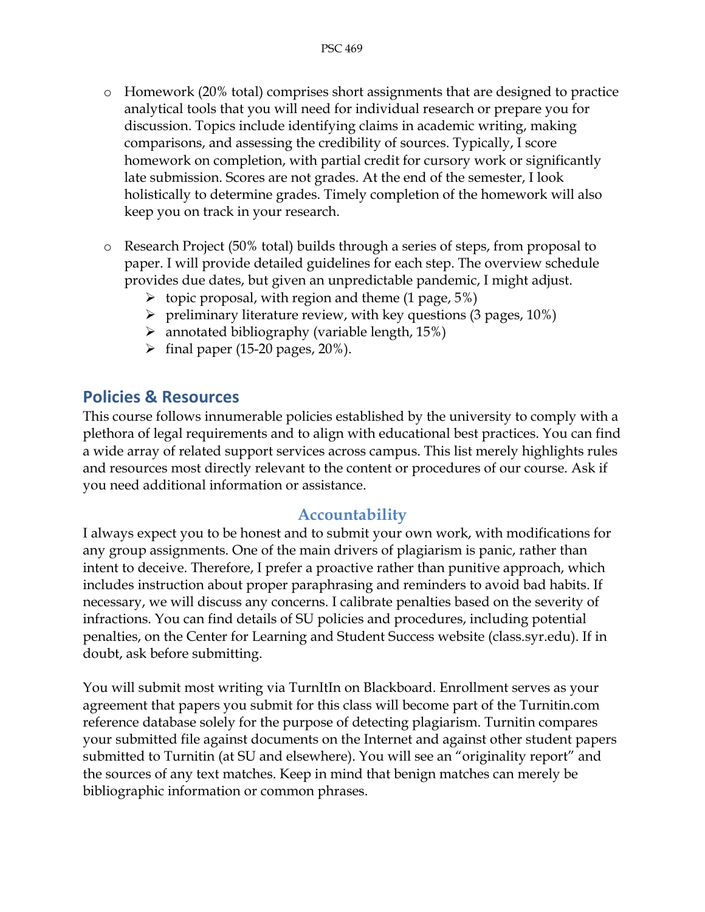- Homework (20% total) comprises short assignments that are designed to practice analytical tools that you will need for individual research or prepare you for discussion. Topics include identifying claims in academic writing, making comparisons, and assessing the credibility of sources. Typically, I score homework on completion, with partial credit for cursory work or significantly late submission. Scores are not grades. At the end of the semester, I look holistically to determine grades. Timely completion of the homework will also keep you on track in your research.

- Research Project (50% total) builds through a series of steps, from proposal to paper. I will provide detailed guidelines for each step. The overview schedule provides due dates, but given an unpredictable pandemic, I might adjust.
  - topic proposal, with region and theme (1 page, 5%)
  - preliminary literature review, with key questions (3 pages, 10%)
  - annotated bibliography (variable length, 15%)
  - final paper (15-20 pages, 20%).

## Policies & Resources

This course follows innumerable policies established by the university to comply with a plethora of legal requirements and to align with educational best practices. You can find a wide array of related support services across campus. This list merely highlights rules and resources most directly relevant to the content or procedures of our course. Ask if you need additional information or assistance.

### Accountability

I always expect you to be honest and to submit your own work, with modifications for any group assignments. One of the main drivers of plagiarism is panic, rather than intent to deceive. Therefore, I prefer a proactive rather than punitive approach, which includes instruction about proper paraphrasing and reminders to avoid bad habits. If necessary, we will discuss any concerns. I calibrate penalties based on the severity of infractions. You can find details of SU policies and procedures, including potential penalties, on the Center for Learning and Student Success website (class.syr.edu). If in doubt, ask before submitting.

You will submit most writing via TurnItIn on Blackboard. Enrollment serves as your agreement that papers you submit for this class will become part of the Turnitin.com reference database solely for the purpose of detecting plagiarism. Turnitin compares your submitted file against documents on the Internet and against other student papers submitted to Turnitin (at SU and elsewhere). You will see an "originality report" and the sources of any text matches. Keep in mind that benign matches can merely be bibliographic information or common phrases.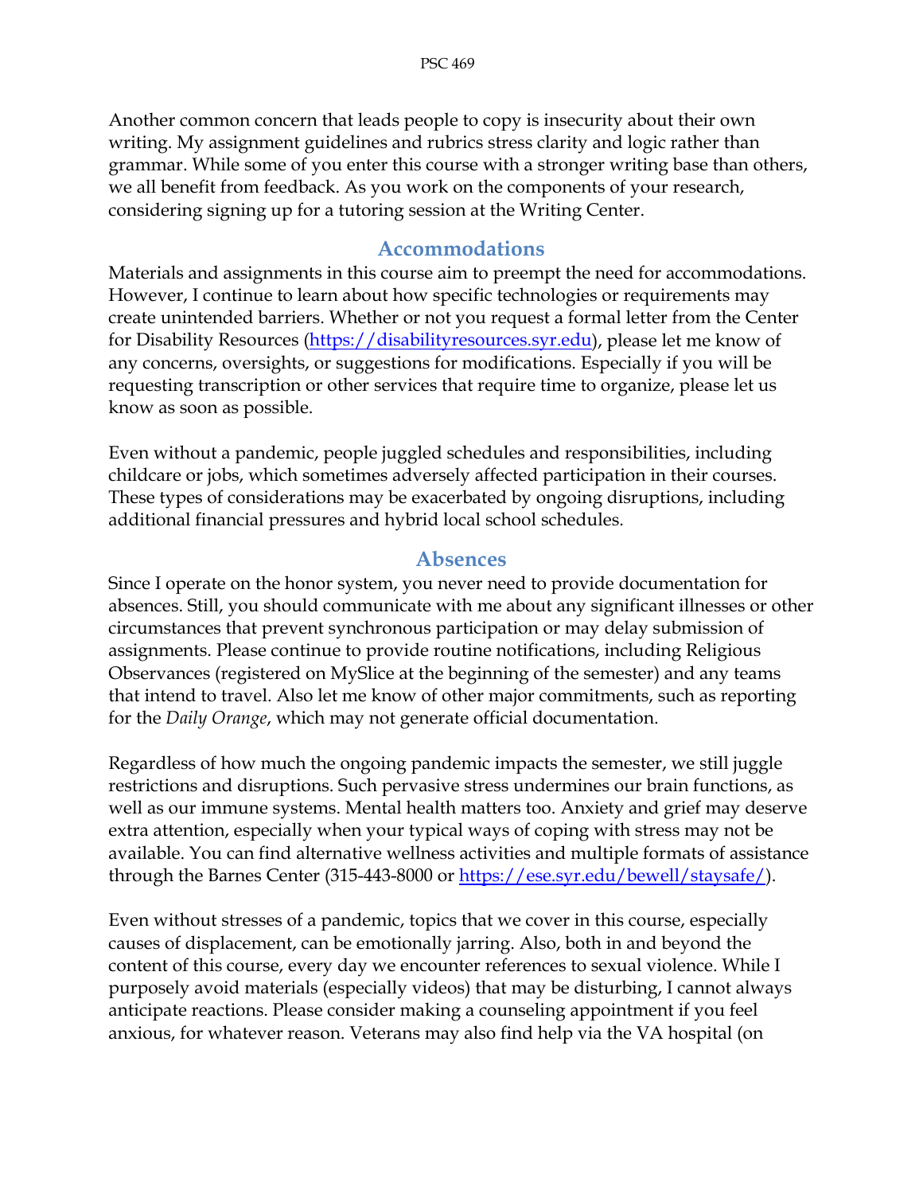Another common concern that leads people to copy is insecurity about their own writing. My assignment guidelines and rubrics stress clarity and logic rather than grammar. While some of you enter this course with a stronger writing base than others, we all benefit from feedback. As you work on the components of your research, considering signing up for a tutoring session at the Writing Center.

## Accommodations

Materials and assignments in this course aim to preempt the need for accommodations. However, I continue to learn about how specific technologies or requirements may create unintended barriers. Whether or not you request a formal letter from the Center for Disability Resources (https://disabilityresources.syr.edu), please let me know of any concerns, oversights, or suggestions for modifications. Especially if you will be requesting transcription or other services that require time to organize, please let us know as soon as possible.

Even without a pandemic, people juggled schedules and responsibilities, including childcare or jobs, which sometimes adversely affected participation in their courses. These types of considerations may be exacerbated by ongoing disruptions, including additional financial pressures and hybrid local school schedules.

## Absences

Since I operate on the honor system, you never need to provide documentation for absences. Still, you should communicate with me about any significant illnesses or other circumstances that prevent synchronous participation or may delay submission of assignments. Please continue to provide routine notifications, including Religious Observances (registered on MySlice at the beginning of the semester) and any teams that intend to travel. Also let me know of other major commitments, such as reporting for the *Daily Orange*, which may not generate official documentation.

Regardless of how much the ongoing pandemic impacts the semester, we still juggle restrictions and disruptions. Such pervasive stress undermines our brain functions, as well as our immune systems. Mental health matters too. Anxiety and grief may deserve extra attention, especially when your typical ways of coping with stress may not be available. You can find alternative wellness activities and multiple formats of assistance through the Barnes Center (315-443-8000 or https://ese.syr.edu/bewell/staysafe/).

Even without stresses of a pandemic, topics that we cover in this course, especially causes of displacement, can be emotionally jarring. Also, both in and beyond the content of this course, every day we encounter references to sexual violence. While I purposely avoid materials (especially videos) that may be disturbing, I cannot always anticipate reactions. Please consider making a counseling appointment if you feel anxious, for whatever reason. Veterans may also find help via the VA hospital (on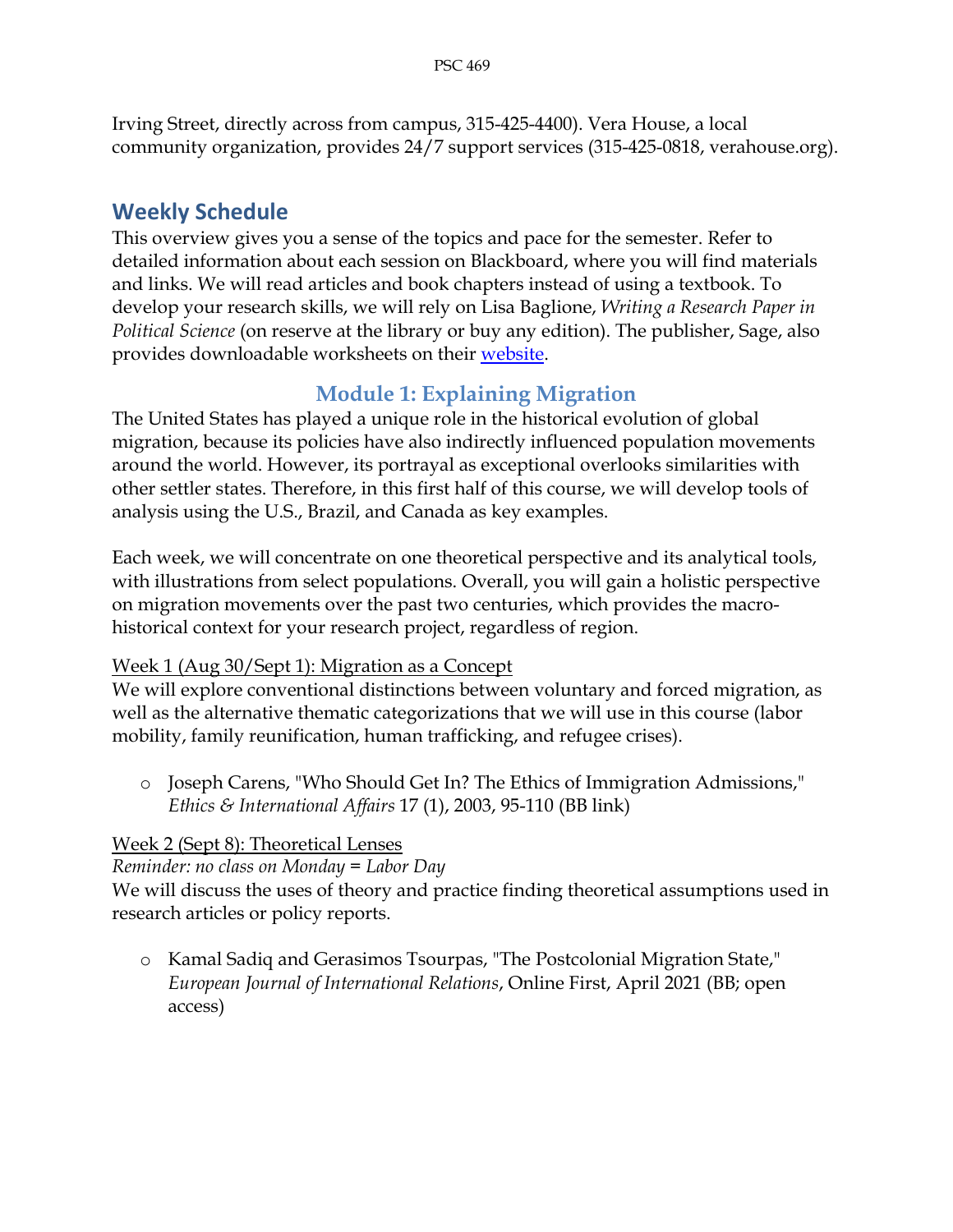Irving Street, directly across from campus, 315-425-4400). Vera House, a local community organization, provides 24/7 support services (315-425-0818, verahouse.org).

## Weekly Schedule

This overview gives you a sense of the topics and pace for the semester. Refer to detailed information about each session on Blackboard, where you will find materials and links. We will read articles and book chapters instead of using a textbook. To develop your research skills, we will rely on Lisa Baglione, *Writing a Research Paper in Political Science* (on reserve at the library or buy any edition). The publisher, Sage, also provides downloadable worksheets on their website.

### Module 1: Explaining Migration

The United States has played a unique role in the historical evolution of global migration, because its policies have also indirectly influenced population movements around the world. However, its portrayal as exceptional overlooks similarities with other settler states. Therefore, in this first half of this course, we will develop tools of analysis using the U.S., Brazil, and Canada as key examples.

Each week, we will concentrate on one theoretical perspective and its analytical tools, with illustrations from select populations. Overall, you will gain a holistic perspective on migration movements over the past two centuries, which provides the macro-historical context for your research project, regardless of region.

Week 1 (Aug 30/Sept 1): Migration as a Concept

We will explore conventional distinctions between voluntary and forced migration, as well as the alternative thematic categorizations that we will use in this course (labor mobility, family reunification, human trafficking, and refugee crises).

- Joseph Carens, "Who Should Get In? The Ethics of Immigration Admissions," *Ethics & International Affairs* 17 (1), 2003, 95-110 (BB link)

Week 2 (Sept 8): Theoretical Lenses

*Reminder: no class on Monday = Labor Day*

We will discuss the uses of theory and practice finding theoretical assumptions used in research articles or policy reports.

- Kamal Sadiq and Gerasimos Tsourpas, "The Postcolonial Migration State," *European Journal of International Relations*, Online First, April 2021 (BB; open access)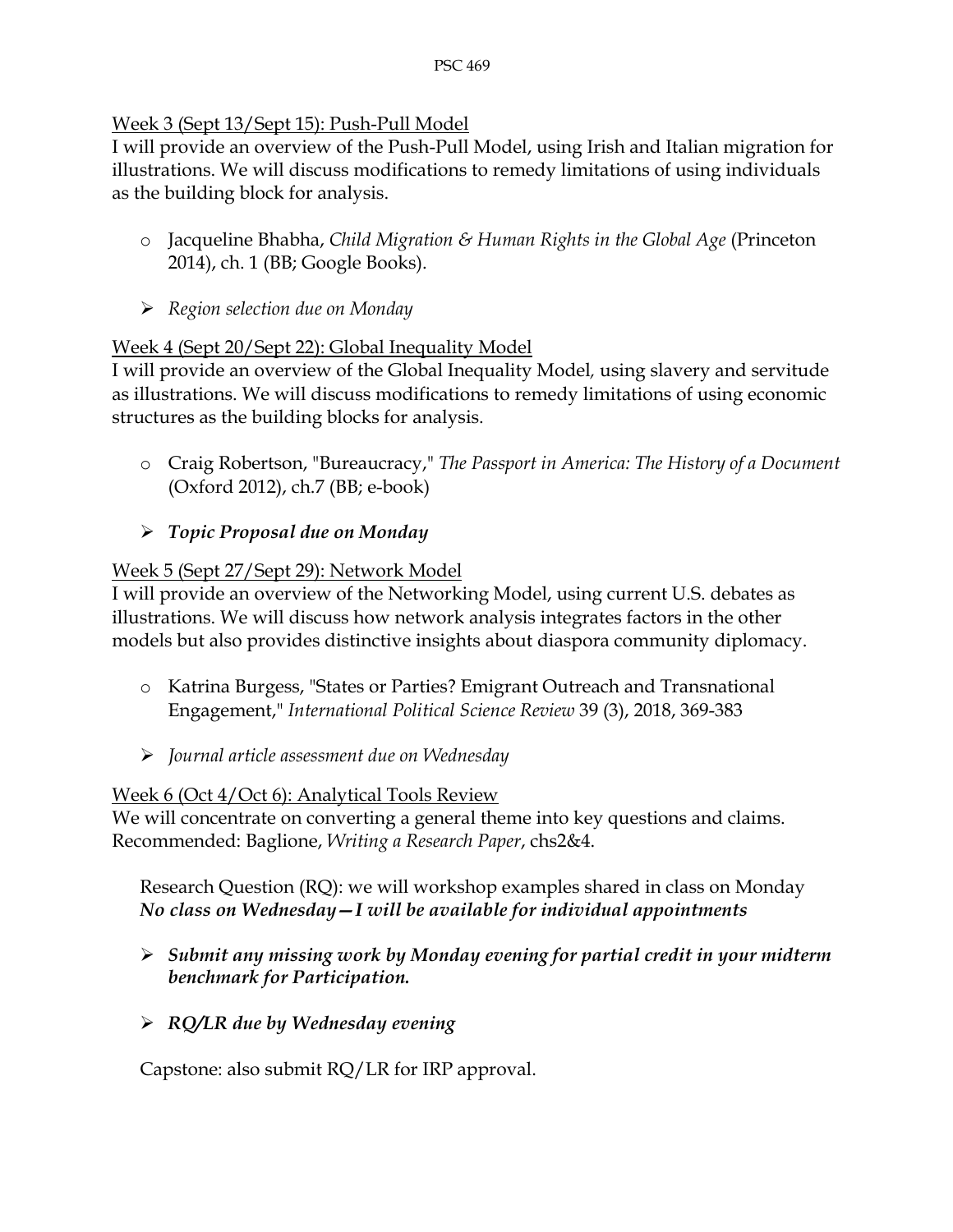## Week 3 (Sept 13/Sept 15): Push-Pull Model

I will provide an overview of the Push-Pull Model, using Irish and Italian migration for illustrations. We will discuss modifications to remedy limitations of using individuals as the building block for analysis.

- Jacqueline Bhabha, *Child Migration & Human Rights in the Global Age* (Princeton 2014), ch. 1 (BB; Google Books).

- *Region selection due on Monday*

## Week 4 (Sept 20/Sept 22): Global Inequality Model

I will provide an overview of the Global Inequality Model, using slavery and servitude as illustrations. We will discuss modifications to remedy limitations of using economic structures as the building blocks for analysis.

- Craig Robertson, "Bureaucracy," *The Passport in America: The History of a Document* (Oxford 2012), ch.7 (BB; e-book)

- ***Topic Proposal due on Monday***

## Week 5 (Sept 27/Sept 29): Network Model

I will provide an overview of the Networking Model, using current U.S. debates as illustrations. We will discuss how network analysis integrates factors in the other models but also provides distinctive insights about diaspora community diplomacy.

- Katrina Burgess, "States or Parties? Emigrant Outreach and Transnational Engagement," *International Political Science Review* 39 (3), 2018, 369-383

- *Journal article assessment due on Wednesday*

## Week 6 (Oct 4/Oct 6): Analytical Tools Review

We will concentrate on converting a general theme into key questions and claims. Recommended: Baglione, *Writing a Research Paper*, chs2&4.

Research Question (RQ): we will workshop examples shared in class on Monday
***No class on Wednesday—I will be available for individual appointments***

- ***Submit any missing work by Monday evening for partial credit in your midterm benchmark for Participation.***

- ***RQ/LR due by Wednesday evening***

Capstone: also submit RQ/LR for IRP approval.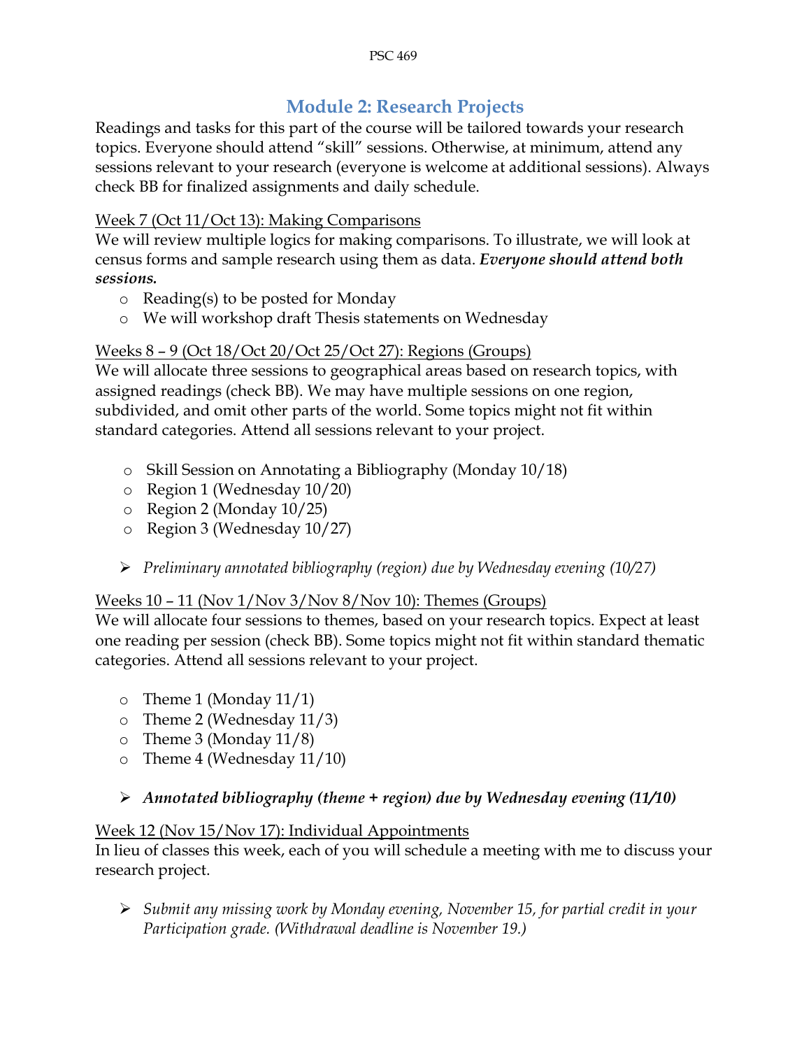# Module 2: Research Projects

Readings and tasks for this part of the course will be tailored towards your research topics. Everyone should attend "skill" sessions. Otherwise, at minimum, attend any sessions relevant to your research (everyone is welcome at additional sessions). Always check BB for finalized assignments and daily schedule.

<u>Week 7 (Oct 11/Oct 13): Making Comparisons</u>

We will review multiple logics for making comparisons. To illustrate, we will look at census forms and sample research using them as data. ***Everyone should attend both sessions.***

- Reading(s) to be posted for Monday
- We will workshop draft Thesis statements on Wednesday

<u>Weeks 8 – 9 (Oct 18/Oct 20/Oct 25/Oct 27): Regions (Groups)</u>

We will allocate three sessions to geographical areas based on research topics, with assigned readings (check BB). We may have multiple sessions on one region, subdivided, and omit other parts of the world. Some topics might not fit within standard categories. Attend all sessions relevant to your project.

- Skill Session on Annotating a Bibliography (Monday 10/18)
- Region 1 (Wednesday 10/20)
- Region 2 (Monday 10/25)
- Region 3 (Wednesday 10/27)

➢ *Preliminary annotated bibliography (region) due by Wednesday evening (10/27)*

<u>Weeks 10 – 11 (Nov 1/Nov 3/Nov 8/Nov 10): Themes (Groups)</u>

We will allocate four sessions to themes, based on your research topics. Expect at least one reading per session (check BB). Some topics might not fit within standard thematic categories. Attend all sessions relevant to your project.

- Theme 1 (Monday 11/1)
- Theme 2 (Wednesday 11/3)
- Theme 3 (Monday 11/8)
- Theme 4 (Wednesday 11/10)

➢ ***Annotated bibliography (theme + region) due by Wednesday evening (11/10)***

<u>Week 12 (Nov 15/Nov 17): Individual Appointments</u>

In lieu of classes this week, each of you will schedule a meeting with me to discuss your research project.

➢ *Submit any missing work by Monday evening, November 15, for partial credit in your Participation grade. (Withdrawal deadline is November 19.)*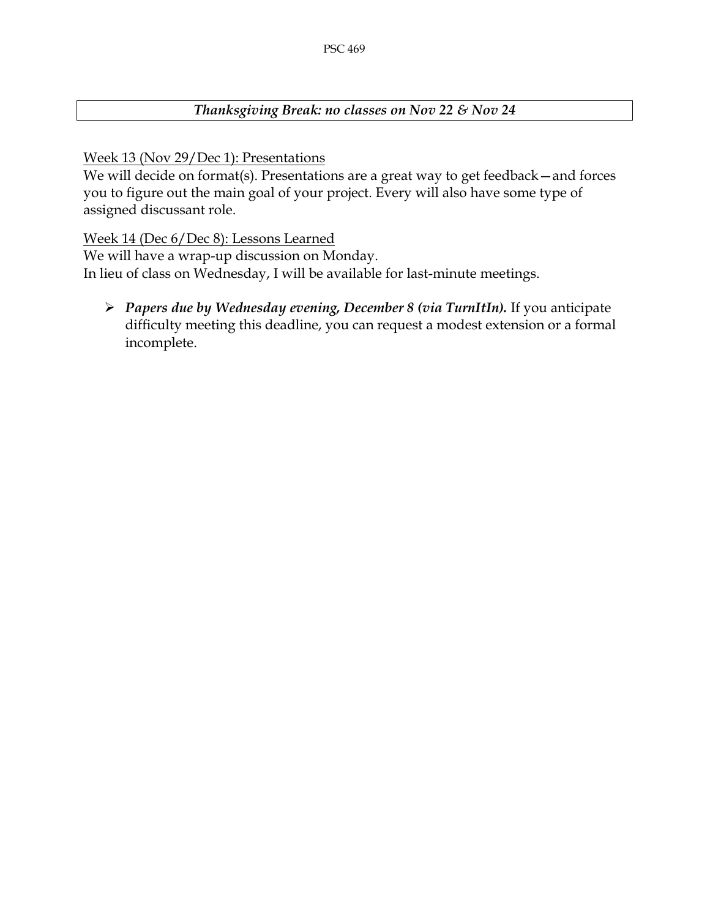***Thanksgiving Break: no classes on Nov 22 & Nov 24***

<u>Week 13 (Nov 29/Dec 1): Presentations</u>

We will decide on format(s). Presentations are a great way to get feedback—and forces you to figure out the main goal of your project. Every will also have some type of assigned discussant role.

<u>Week 14 (Dec 6/Dec 8): Lessons Learned</u>

We will have a wrap-up discussion on Monday.
In lieu of class on Wednesday, I will be available for last-minute meetings.

- ***Papers due by Wednesday evening, December 8 (via TurnItIn).*** If you anticipate difficulty meeting this deadline, you can request a modest extension or a formal incomplete.